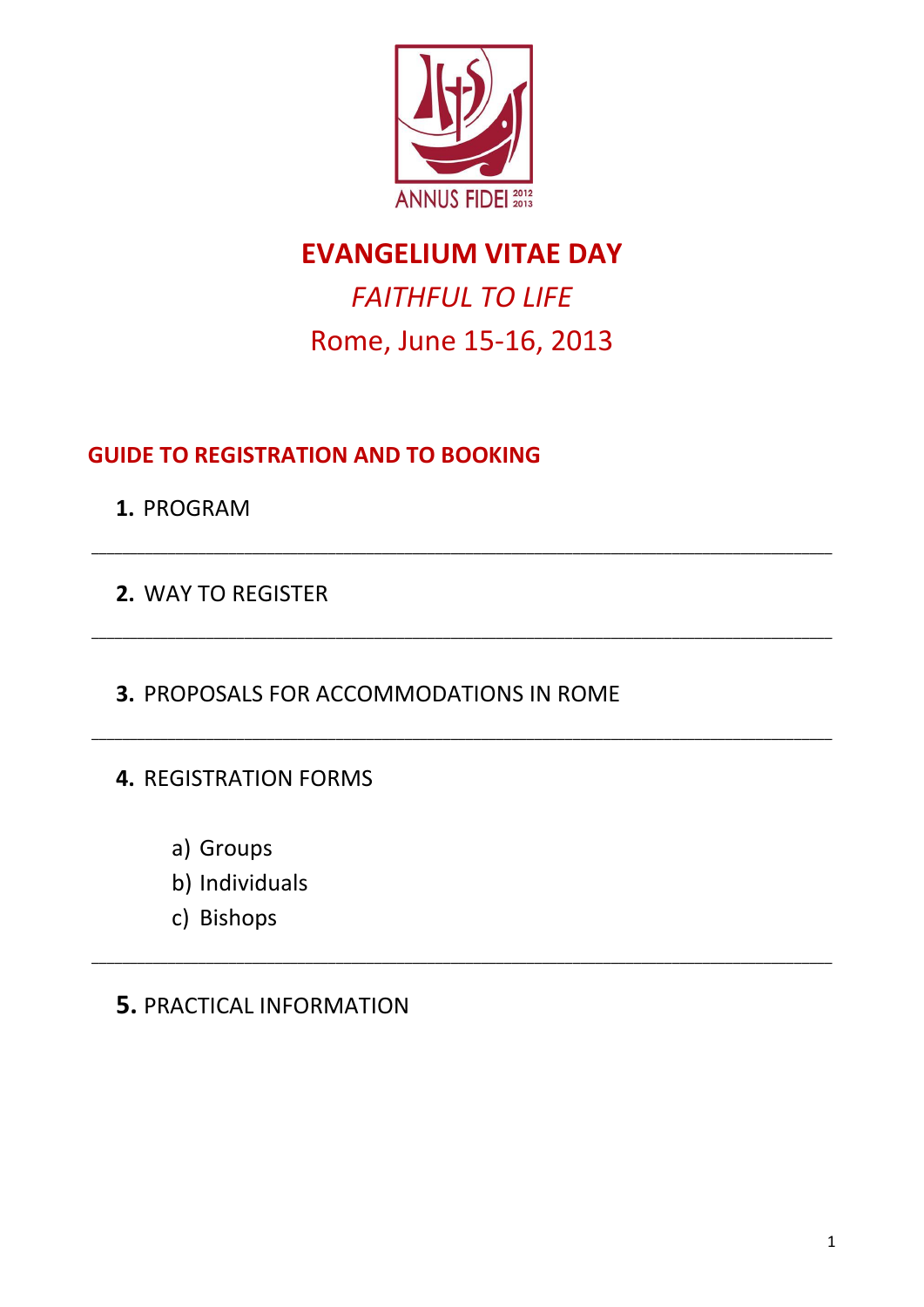ANNUS FIDEI 2012 2013

# EVANGELIUM VITAE DAY

*FAITHFUL TO LIFE*

Rome, June 15-16, 2013

## GUIDE TO REGISTRATION AND TO BOOKING

**1.** PROGRAM

---

**2.** WAY TO REGISTER

---

**3.** PROPOSALS FOR ACCOMMODATIONS IN ROME

---

**4.** REGISTRATION FORMS

a) Groups
b) Individuals
c) Bishops

---

**5.** PRACTICAL INFORMATION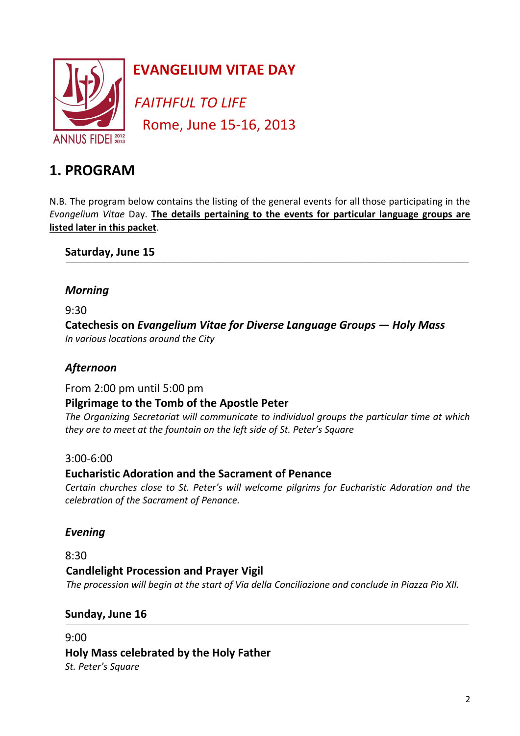# EVANGELIUM VITAE DAY

*FAITHFUL TO LIFE*

Rome, June 15-16, 2013

ANNUS FIDEI 2012 2013

## 1. PROGRAM

N.B. The program below contains the listing of the general events for all those participating in the *Evangelium Vitae* Day. **The details pertaining to the events for particular language groups are listed later in this packet**.

### Saturday, June 15

#### *Morning*

9:30

**Catechesis on *Evangelium Vitae for Diverse Language Groups — Holy Mass***

*In various locations around the City*

#### *Afternoon*

From 2:00 pm until 5:00 pm

**Pilgrimage to the Tomb of the Apostle Peter**

*The Organizing Secretariat will communicate to individual groups the particular time at which they are to meet at the fountain on the left side of St. Peter's Square*

3:00-6:00

**Eucharistic Adoration and the Sacrament of Penance**

*Certain churches close to St. Peter's will welcome pilgrims for Eucharistic Adoration and the celebration of the Sacrament of Penance.*

#### *Evening*

8:30

**Candlelight Procession and Prayer Vigil**

*The procession will begin at the start of Via della Conciliazione and conclude in Piazza Pio XII.*

### Sunday, June 16

9:00

**Holy Mass celebrated by the Holy Father**

*St. Peter's Square*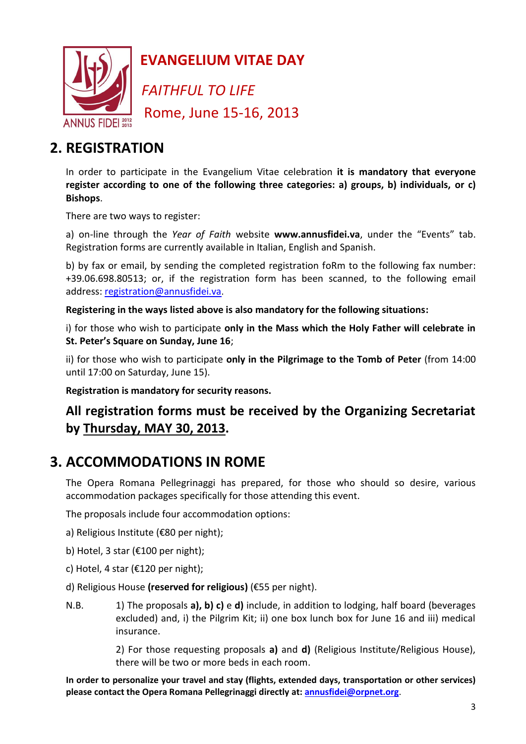**EVANGELIUM VITAE DAY**

*FAITHFUL TO LIFE*

Rome, June 15-16, 2013

ANNUS FIDEI 2012 2013

## 2. REGISTRATION

In order to participate in the Evangelium Vitae celebration **it is mandatory that everyone register according to one of the following three categories: a) groups, b) individuals, or c) Bishops**.

There are two ways to register:

a) on-line through the *Year of Faith* website **www.annusfidei.va**, under the "Events" tab. Registration forms are currently available in Italian, English and Spanish.

b) by fax or email, by sending the completed registration foRm to the following fax number: +39.06.698.80513; or, if the registration form has been scanned, to the following email address: registration@annusfidei.va.

**Registering in the ways listed above is also mandatory for the following situations:**

i) for those who wish to participate **only in the Mass which the Holy Father will celebrate in St. Peter's Square on Sunday, June 16**;

ii) for those who wish to participate **only in the Pilgrimage to the Tomb of Peter** (from 14:00 until 17:00 on Saturday, June 15).

**Registration is mandatory for security reasons.**

### All registration forms must be received by the Organizing Secretariat by Thursday, MAY 30, 2013.

## 3. ACCOMMODATIONS IN ROME

The Opera Romana Pellegrinaggi has prepared, for those who should so desire, various accommodation packages specifically for those attending this event.

The proposals include four accommodation options:

a) Religious Institute (€80 per night);

b) Hotel, 3 star (€100 per night);

c) Hotel, 4 star (€120 per night);

d) Religious House **(reserved for religious)** (€55 per night).

N.B. 1) The proposals **a), b) c)** e **d)** include, in addition to lodging, half board (beverages excluded) and, i) the Pilgrim Kit; ii) one box lunch box for June 16 and iii) medical insurance.

2) For those requesting proposals **a)** and **d)** (Religious Institute/Religious House), there will be two or more beds in each room.

**In order to personalize your travel and stay (flights, extended days, transportation or other services) please contact the Opera Romana Pellegrinaggi directly at: annusfidei@orpnet.org.**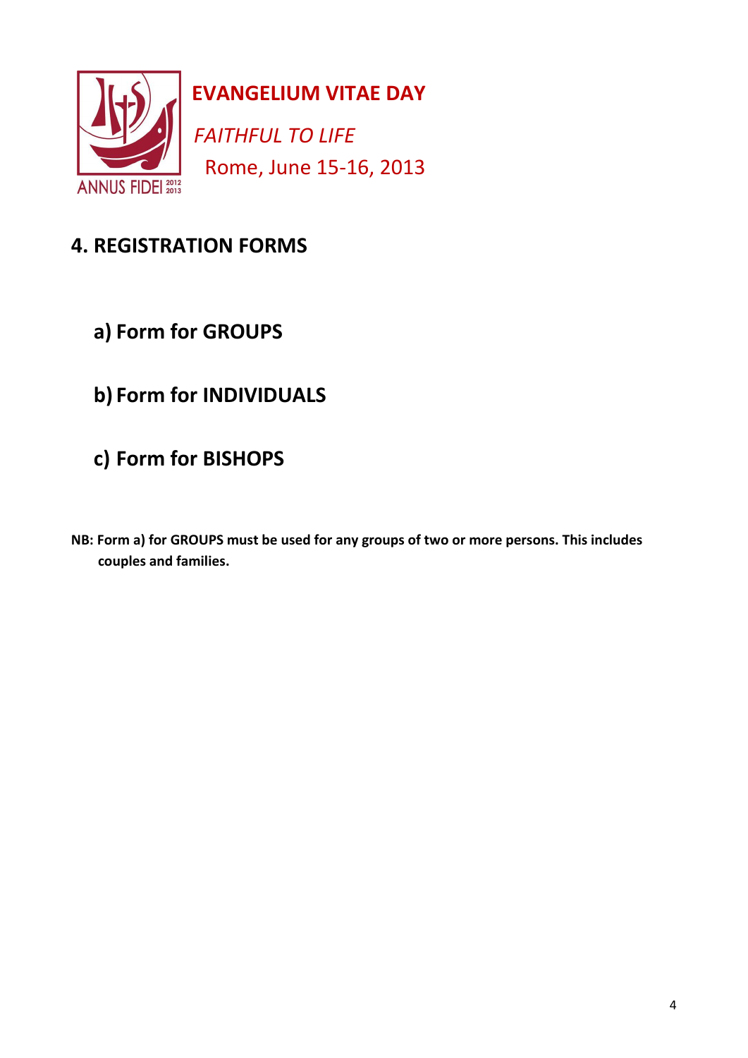**EVANGELIUM VITAE DAY**

*FAITHFUL TO LIFE*

Rome, June 15-16, 2013

ANNUS FIDEI 2012 2013

## 4. REGISTRATION FORMS

### a) Form for GROUPS

### b) Form for INDIVIDUALS

### c) Form for BISHOPS

**NB: Form a) for GROUPS must be used for any groups of two or more persons. This includes couples and families.**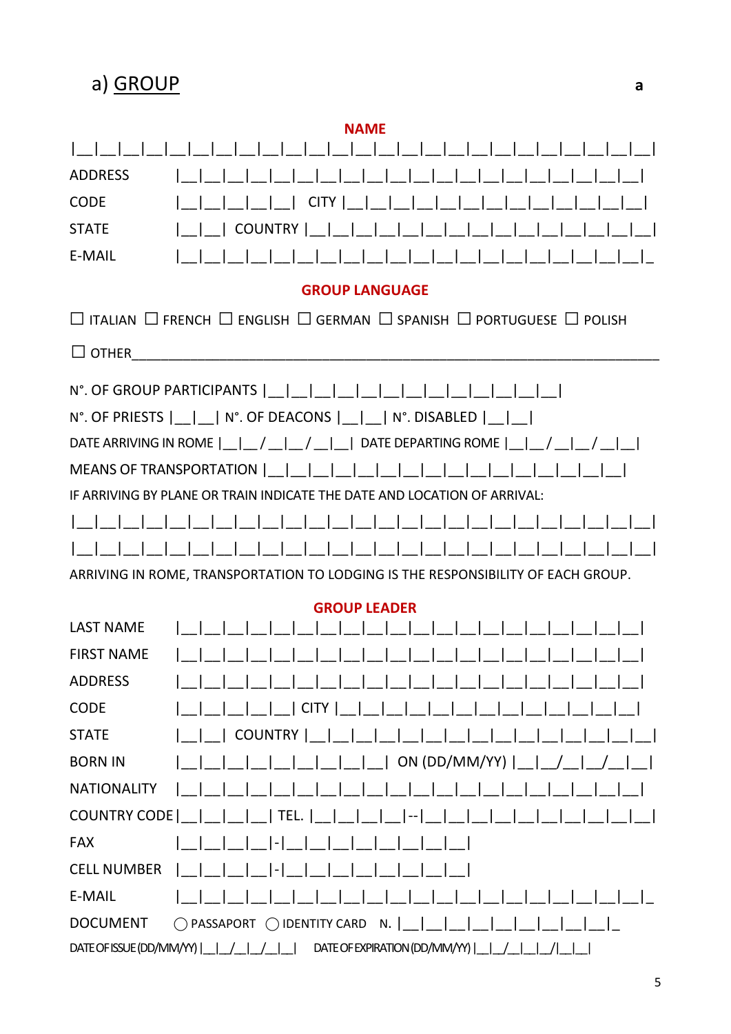## a) GROUP

a

**NAME**

|__|__|__|__|__|__|__|__|__|__|__|__|__|__|__|__|__|__|__|__|__|__|__|__|__|

ADDRESS |__|__|__|__|__|__|__|__|__|__|__|__|__|__|__|__|__|__|__|__|

CODE |__|__|__|__|__| CITY |__|__|__|__|__|__|__|__|__|__|__|__|__|__|

STATE |__|__| COUNTRY |__|__|__|__|__|__|__|__|__|__|__|__|__|__|__|

E-MAIL |__|__|__|__|__|__|__|__|__|__|__|__|__|__|__|__|__|__|__|__|__|_

**GROUP LANGUAGE**

☐ ITALIAN ☐ FRENCH ☐ ENGLISH ☐ GERMAN ☐ SPANISH ☐ PORTUGUESE ☐ POLISH

☐ OTHER_______________________________________________________________

N°. OF GROUP PARTICIPANTS |__|__|__|__|__|__|__|__|__|__|__|__|__|

N°. OF PRIESTS |__|__| N°. OF DEACONS |__|__| N°. DISABLED |__|__|

DATE ARRIVING IN ROME |__|__/__|__/__|__| DATE DEPARTING ROME |__|__/__|__/__|__|

MEANS OF TRANSPORTATION |__|__|__|__|__|__|__|__|__|__|__|__|__|__|__|__|

IF ARRIVING BY PLANE OR TRAIN INDICATE THE DATE AND LOCATION OF ARRIVAL:

|__|__|__|__|__|__|__|__|__|__|__|__|__|__|__|__|__|__|__|__|__|__|__|__|__|

|__|__|__|__|__|__|__|__|__|__|__|__|__|__|__|__|__|__|__|__|__|__|__|__|__|

ARRIVING IN ROME, TRANSPORTATION TO LODGING IS THE RESPONSIBILITY OF EACH GROUP.

**GROUP LEADER**

LAST NAME |__|__|__|__|__|__|__|__|__|__|__|__|__|__|__|__|__|__|__|__|

FIRST NAME |__|__|__|__|__|__|__|__|__|__|__|__|__|__|__|__|__|__|__|__|

ADDRESS |__|__|__|__|__|__|__|__|__|__|__|__|__|__|__|__|__|__|__|__|

CODE |__|__|__|__|__| CITY |__|__|__|__|__|__|__|__|__|__|__|__|__|

STATE |__|__| COUNTRY |__|__|__|__|__|__|__|__|__|__|__|__|__|__|__|

BORN IN |__|__|__|__|__|__|__|__|__| ON (DD/MM/YY) |__|__/__|__/__|__|

NATIONALITY |__|__|__|__|__|__|__|__|__|__|__|__|__|__|__|__|__|__|__|__|

COUNTRY CODE |__|__|__|__| TEL. |__|__|__|__|--|__|__|__|__|__|__|__|__|__|__|

FAX |__|__|__|__|-|__|__|__|__|__|__|__|__|

CELL NUMBER |__|__|__|__|-|__|__|__|__|__|__|__|__|

E-MAIL |__|__|__|__|__|__|__|__|__|__|__|__|__|__|__|__|__|__|__|__|__|_

DOCUMENT ◯ PASSAPORT ◯ IDENTITY CARD N. |__|__|__|__|__|__|__|__|__|__|_

DATE OF ISSUE (DD/MM/YY) |__|__/__|__/__|__| DATE OF EXPIRATION (DD/MM/YY) |__|__/__|__|__/|__|__|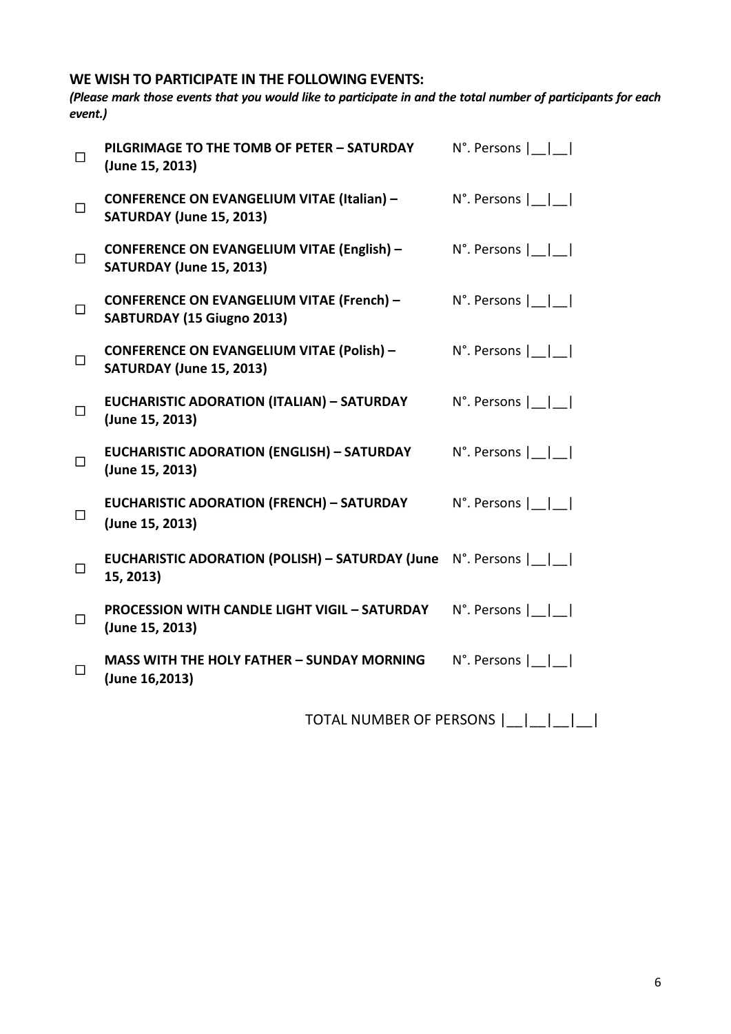**WE WISH TO PARTICIPATE IN THE FOLLOWING EVENTS:**

***(Please mark those events that you would like to participate in and the total number of participants for each event.)***

| | | |
|---|---|---|
| ☐ | **PILGRIMAGE TO THE TOMB OF PETER – SATURDAY (June 15, 2013)** | N°. Persons \|__\|__\| |
| ☐ | **CONFERENCE ON EVANGELIUM VITAE (Italian) – SATURDAY (June 15, 2013)** | N°. Persons \|__\|__\| |
| ☐ | **CONFERENCE ON EVANGELIUM VITAE (English) – SATURDAY (June 15, 2013)** | N°. Persons \|__\|__\| |
| ☐ | **CONFERENCE ON EVANGELIUM VITAE (French) – SABTURDAY (15 Giugno 2013)** | N°. Persons \|__\|__\| |
| ☐ | **CONFERENCE ON EVANGELIUM VITAE (Polish) – SATURDAY (June 15, 2013)** | N°. Persons \|__\|__\| |
| ☐ | **EUCHARISTIC ADORATION (ITALIAN) – SATURDAY (June 15, 2013)** | N°. Persons \|__\|__\| |
| ☐ | **EUCHARISTIC ADORATION (ENGLISH) – SATURDAY (June 15, 2013)** | N°. Persons \|__\|__\| |
| ☐ | **EUCHARISTIC ADORATION (FRENCH) – SATURDAY (June 15, 2013)** | N°. Persons \|__\|__\| |
| ☐ | **EUCHARISTIC ADORATION (POLISH) – SATURDAY (June 15, 2013)** | N°. Persons \|__\|__\| |
| ☐ | **PROCESSION WITH CANDLE LIGHT VIGIL – SATURDAY (June 15, 2013)** | N°. Persons \|__\|__\| |
| ☐ | **MASS WITH THE HOLY FATHER – SUNDAY MORNING (June 16,2013)** | N°. Persons \|__\|__\| |

TOTAL NUMBER OF PERSONS |__|__|__|__|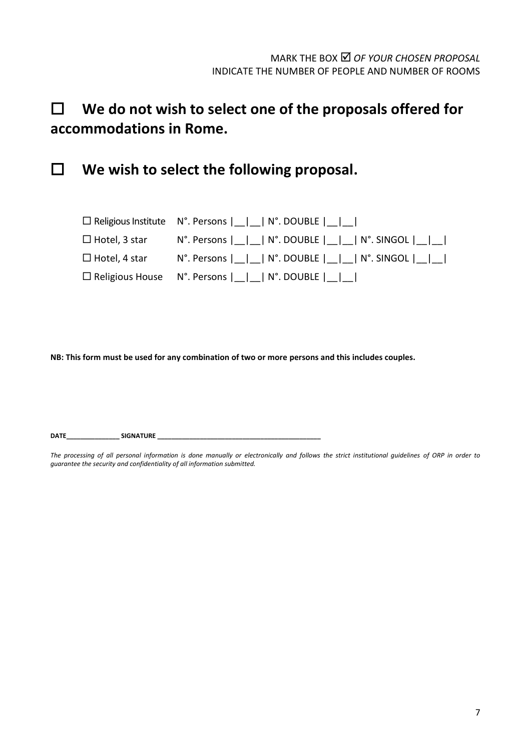MARK THE BOX ☑ *OF YOUR CHOSEN PROPOSAL*
INDICATE THE NUMBER OF PEOPLE AND NUMBER OF ROOMS

## ☐ We do not wish to select one of the proposals offered for accommodations in Rome.

## ☐ We wish to select the following proposal.

☐ Religious Institute N°. Persons |__|__| N°. DOUBLE |__|__|

☐ Hotel, 3 star N°. Persons |__|__| N°. DOUBLE |__|__| N°. SINGOL |__|__|

☐ Hotel, 4 star N°. Persons |__|__| N°. DOUBLE |__|__| N°. SINGOL |__|__|

☐ Religious House N°. Persons |__|__| N°. DOUBLE |__|__|

**NB: This form must be used for any combination of two or more persons and this includes couples.**

**DATE**_______________ **SIGNATURE** ____________________________________________

*The processing of all personal information is done manually or electronically and follows the strict institutional guidelines of ORP in order to guarantee the security and confidentiality of all information submitted.*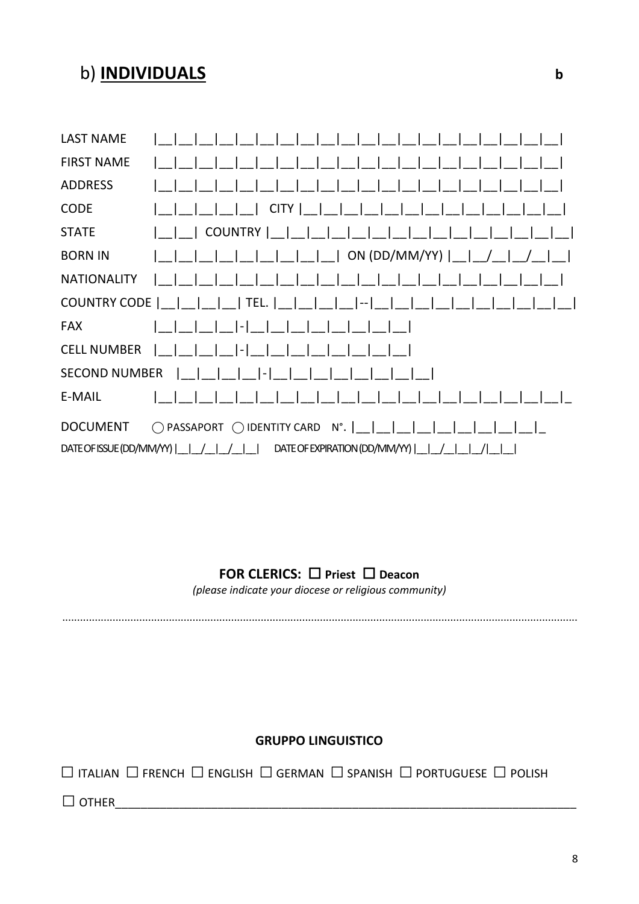## b) **INDIVIDUALS**

**b**

LAST NAME |__|__|__|__|__|__|__|__|__|__|__|__|__|__|__|__|__|__|__|

FIRST NAME |__|__|__|__|__|__|__|__|__|__|__|__|__|__|__|__|__|__|__|

ADDRESS |__|__|__|__|__|__|__|__|__|__|__|__|__|__|__|__|__|__|__|

CODE |__|__|__|__|__| CITY |__|__|__|__|__|__|__|__|__|__|__|__|__|__|

STATE |__|__| COUNTRY |__|__|__|__|__|__|__|__|__|__|__|__|__|__|__|

BORN IN |__|__|__|__|__|__|__|__|__|__| ON (DD/MM/YY) |__|__/__|__/__|__|

NATIONALITY |__|__|__|__|__|__|__|__|__|__|__|__|__|__|__|__|__|__|__|

COUNTRY CODE |__|__|__|__| TEL. |__|__|__|__|--|__|__|__|__|__|__|__|__|__|__|

FAX |__|__|__|__|-|__|__|__|__|__|__|__|__|

CELL NUMBER |__|__|__|__|-|__|__|__|__|__|__|__|__|

SECOND NUMBER |__|__|__|__|-|__|__|__|__|__|__|__|__|

E-MAIL |__|__|__|__|__|__|__|__|__|__|__|__|__|__|__|__|__|__|__|__|_

DOCUMENT ◯ PASSAPORT ◯ IDENTITY CARD N°. |__|__|__|__|__|__|__|__|__|_

DATE OF ISSUE (DD/MM/YY) |__|__/__|__/__|__| DATE OF EXPIRATION (DD/MM/YY) |__|__/__|__|__/|__|__|

**FOR CLERICS:** ☐ **Priest** ☐ **Deacon**

*(please indicate your diocese or religious community)*

..........................................................................................................................................................

**GRUPPO LINGUISTICO**

☐ ITALIAN ☐ FRENCH ☐ ENGLISH ☐ GERMAN ☐ SPANISH ☐ PORTUGUESE ☐ POLISH

☐ OTHER_______________________________________________________________________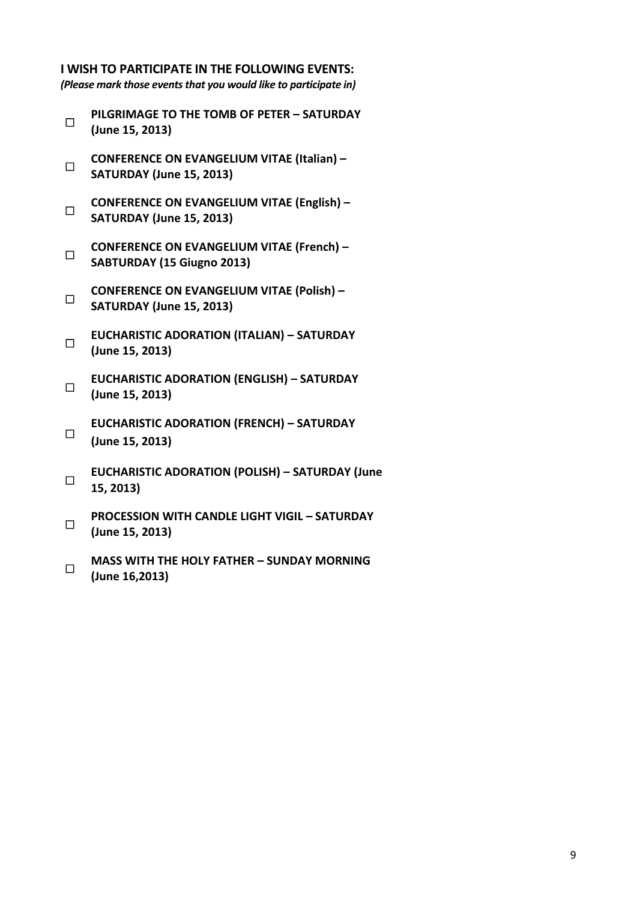**I WISH TO PARTICIPATE IN THE FOLLOWING EVENTS:**

***(Please mark those events that you would like to participate in)***

- ☐ **PILGRIMAGE TO THE TOMB OF PETER – SATURDAY (June 15, 2013)**
- ☐ **CONFERENCE ON EVANGELIUM VITAE (Italian) – SATURDAY (June 15, 2013)**
- ☐ **CONFERENCE ON EVANGELIUM VITAE (English) – SATURDAY (June 15, 2013)**
- ☐ **CONFERENCE ON EVANGELIUM VITAE (French) – SABTURDAY (15 Giugno 2013)**
- ☐ **CONFERENCE ON EVANGELIUM VITAE (Polish) – SATURDAY (June 15, 2013)**
- ☐ **EUCHARISTIC ADORATION (ITALIAN) – SATURDAY (June 15, 2013)**
- ☐ **EUCHARISTIC ADORATION (ENGLISH) – SATURDAY (June 15, 2013)**
- ☐ **EUCHARISTIC ADORATION (FRENCH) – SATURDAY (June 15, 2013)**
- ☐ **EUCHARISTIC ADORATION (POLISH) – SATURDAY (June 15, 2013)**
- ☐ **PROCESSION WITH CANDLE LIGHT VIGIL – SATURDAY (June 15, 2013)**
- ☐ **MASS WITH THE HOLY FATHER – SUNDAY MORNING (June 16,2013)**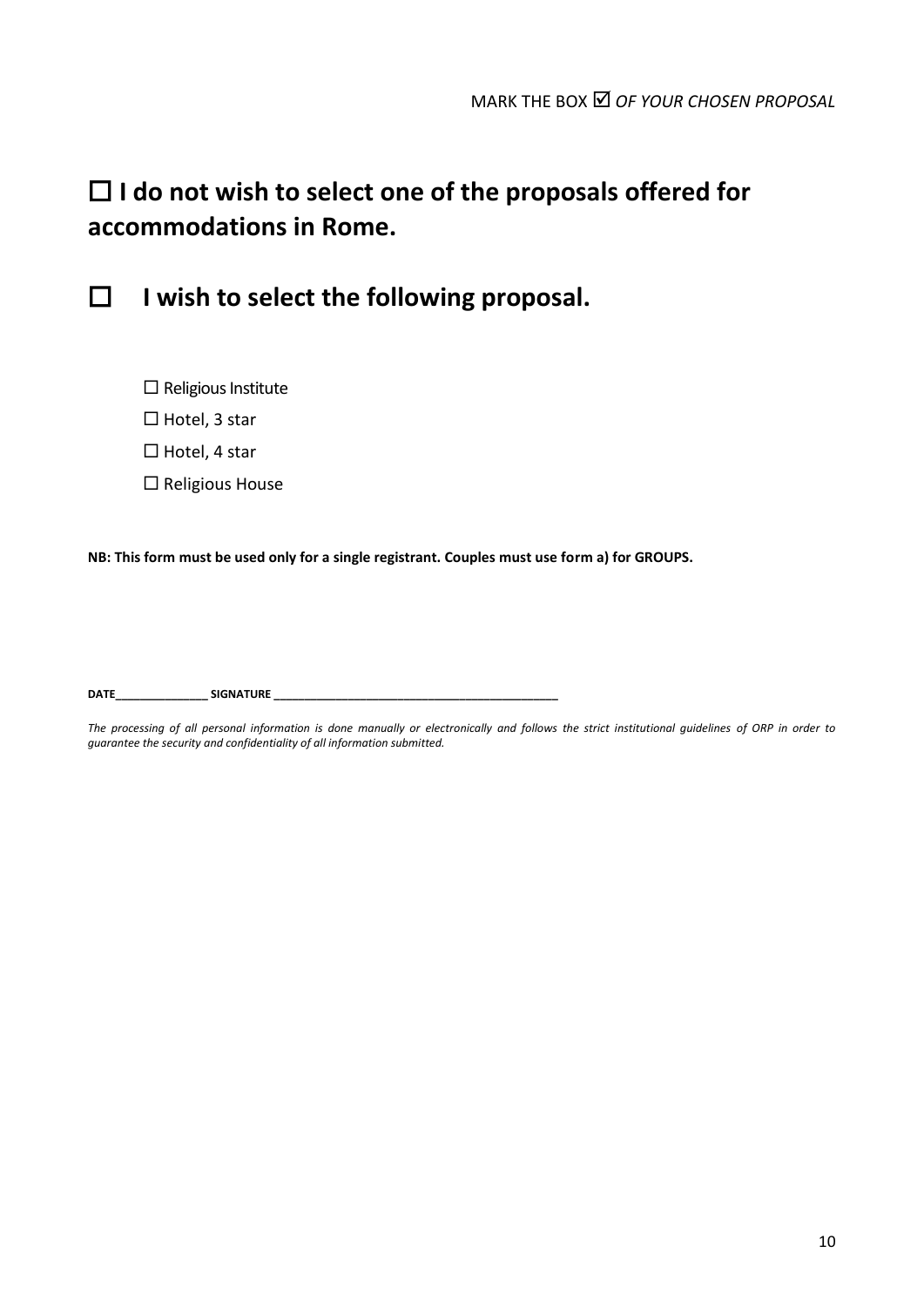MARK THE BOX ☑ *OF YOUR CHOSEN PROPOSAL*

## ☐ I do not wish to select one of the proposals offered for accommodations in Rome.

## ☐ I wish to select the following proposal.

☐ Religious Institute

☐ Hotel, 3 star

☐ Hotel, 4 star

☐ Religious House

**NB: This form must be used only for a single registrant. Couples must use form a) for GROUPS.**

**DATE_______________ SIGNATURE ______________________________________________**

*The processing of all personal information is done manually or electronically and follows the strict institutional guidelines of ORP in order to guarantee the security and confidentiality of all information submitted.*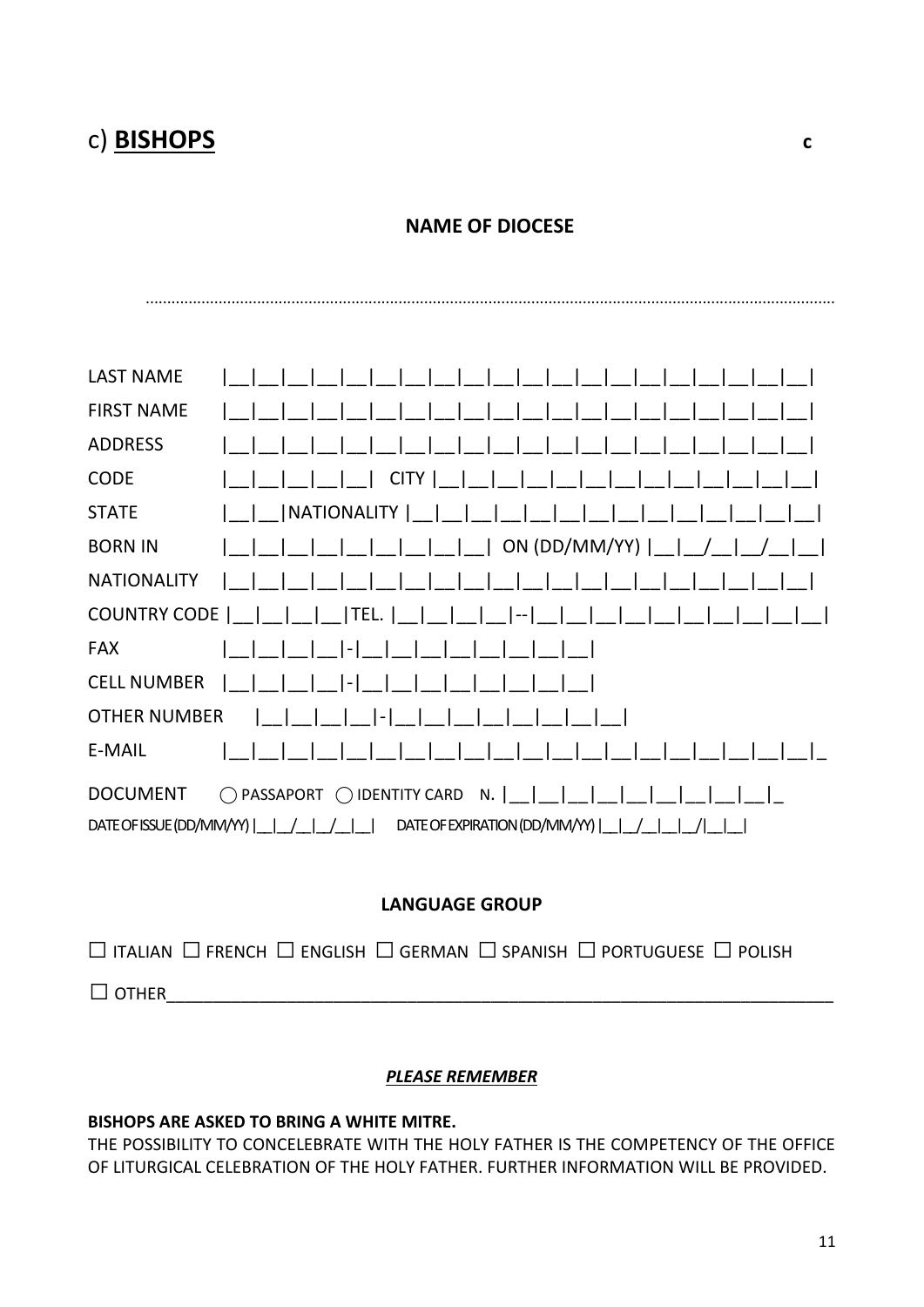## c) **BISHOPS**

c

**NAME OF DIOCESE**

....................................................................................................................................................

LAST NAME |__|__|__|__|__|__|__|__|__|__|__|__|__|__|__|__|__|__|__|__|

FIRST NAME |__|__|__|__|__|__|__|__|__|__|__|__|__|__|__|__|__|__|__|__|

ADDRESS |__|__|__|__|__|__|__|__|__|__|__|__|__|__|__|__|__|__|__|__|

CODE |__|__|__|__|__| CITY |__|__|__|__|__|__|__|__|__|__|__|__|__|__|

STATE |__|__|NATIONALITY |__|__|__|__|__|__|__|__|__|__|__|__|__|__|

BORN IN |__|__|__|__|__|__|__|__|__| ON (DD/MM/YY) |__|__/__|__/__|__|

NATIONALITY |__|__|__|__|__|__|__|__|__|__|__|__|__|__|__|__|__|__|__|__|

COUNTRY CODE |__|__|__|__|TEL. |__|__|__|__|--|__|__|__|__|__|__|__|__|__|__|

FAX |__|__|__|__|-|__|__|__|__|__|__|__|__|

CELL NUMBER |__|__|__|__|-|__|__|__|__|__|__|__|__|

OTHER NUMBER |__|__|__|__|-|__|__|__|__|__|__|__|__|

E-MAIL |__|__|__|__|__|__|__|__|__|__|__|__|__|__|__|__|__|__|__|__|_

DOCUMENT ◯ PASSAPORT ◯ IDENTITY CARD N. |__|__|__|__|__|__|__|__|__|__|_

DATE OF ISSUE (DD/MM/YY) |__|__/__|__/__|__| DATE OF EXPIRATION (DD/MM/YY) |__|__/__|__|__/|__|__|

**LANGUAGE GROUP**

☐ ITALIAN ☐ FRENCH ☐ ENGLISH ☐ GERMAN ☐ SPANISH ☐ PORTUGUESE ☐ POLISH

☐ OTHER________________________________________________________________________

***PLEASE REMEMBER***

**BISHOPS ARE ASKED TO BRING A WHITE MITRE.**

THE POSSIBILITY TO CONCELEBRATE WITH THE HOLY FATHER IS THE COMPETENCY OF THE OFFICE OF LITURGICAL CELEBRATION OF THE HOLY FATHER. FURTHER INFORMATION WILL BE PROVIDED.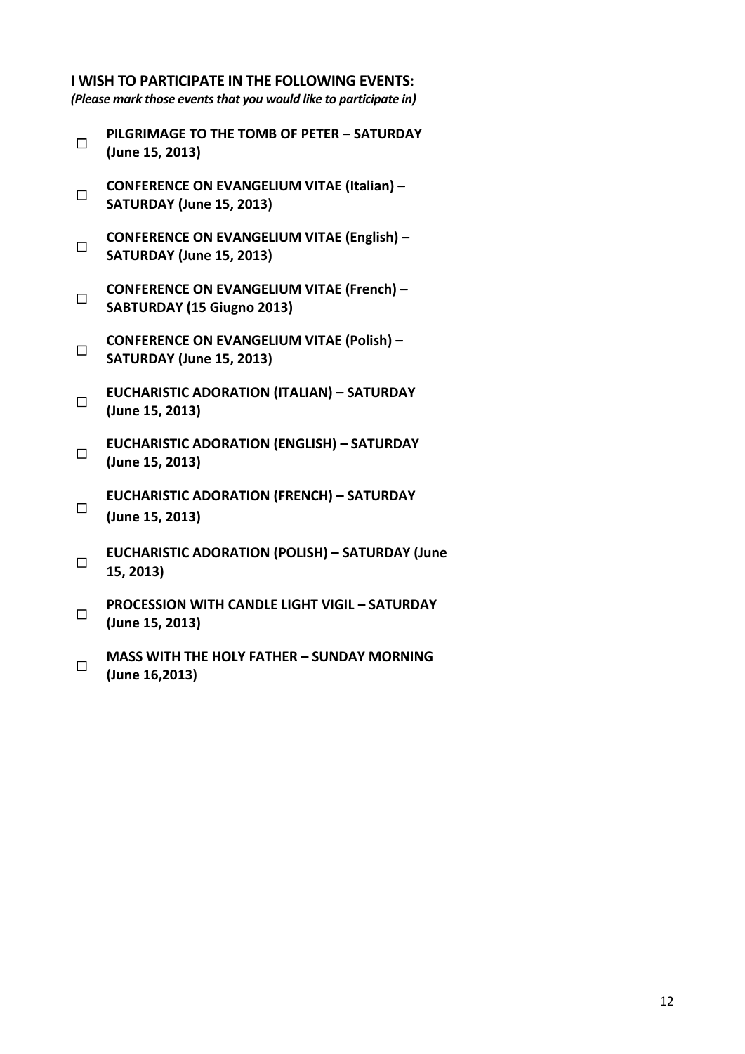**I WISH TO PARTICIPATE IN THE FOLLOWING EVENTS:**

***(Please mark those events that you would like to participate in)***

- ☐ **PILGRIMAGE TO THE TOMB OF PETER – SATURDAY (June 15, 2013)**
- ☐ **CONFERENCE ON EVANGELIUM VITAE (Italian) – SATURDAY (June 15, 2013)**
- ☐ **CONFERENCE ON EVANGELIUM VITAE (English) – SATURDAY (June 15, 2013)**
- ☐ **CONFERENCE ON EVANGELIUM VITAE (French) – SABTURDAY (15 Giugno 2013)**
- ☐ **CONFERENCE ON EVANGELIUM VITAE (Polish) – SATURDAY (June 15, 2013)**
- ☐ **EUCHARISTIC ADORATION (ITALIAN) – SATURDAY (June 15, 2013)**
- ☐ **EUCHARISTIC ADORATION (ENGLISH) – SATURDAY (June 15, 2013)**
- ☐ **EUCHARISTIC ADORATION (FRENCH) – SATURDAY (June 15, 2013)**
- ☐ **EUCHARISTIC ADORATION (POLISH) – SATURDAY (June 15, 2013)**
- ☐ **PROCESSION WITH CANDLE LIGHT VIGIL – SATURDAY (June 15, 2013)**
- ☐ **MASS WITH THE HOLY FATHER – SUNDAY MORNING (June 16,2013)**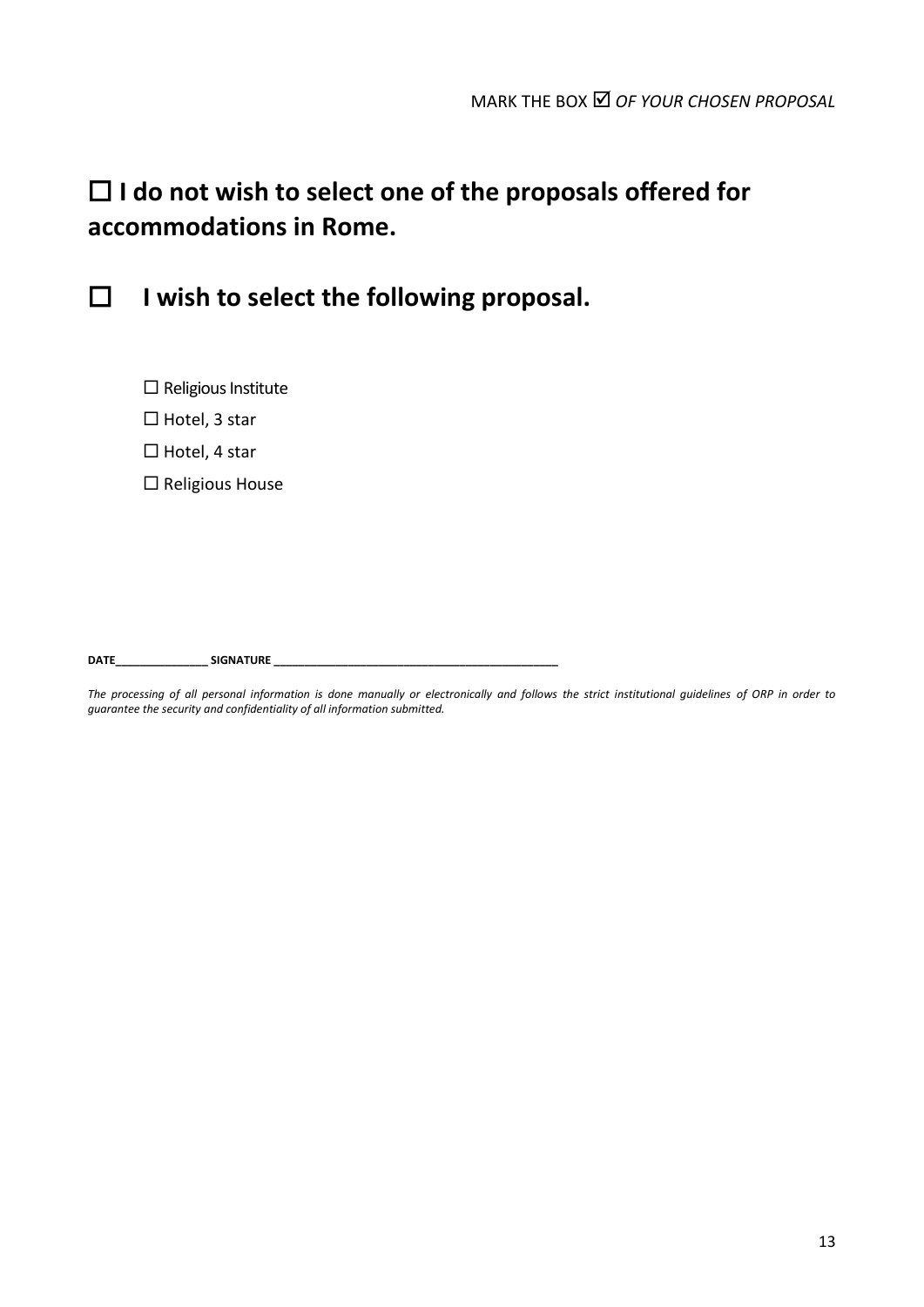MARK THE BOX ☑ *OF YOUR CHOSEN PROPOSAL*

## ☐ I do not wish to select one of the proposals offered for accommodations in Rome.

## ☐ I wish to select the following proposal.

☐ Religious Institute

☐ Hotel, 3 star

☐ Hotel, 4 star

☐ Religious House

**DATE_______________ SIGNATURE ____________________________________________**

*The processing of all personal information is done manually or electronically and follows the strict institutional guidelines of ORP in order to guarantee the security and confidentiality of all information submitted.*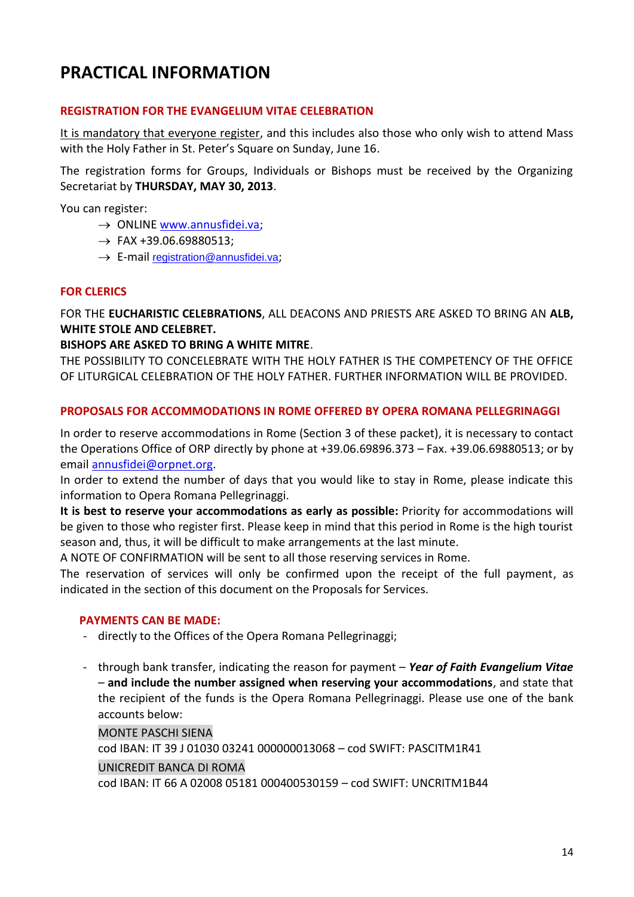# PRACTICAL INFORMATION

## REGISTRATION FOR THE EVANGELIUM VITAE CELEBRATION

It is mandatory that everyone register, and this includes also those who only wish to attend Mass with the Holy Father in St. Peter's Square on Sunday, June 16.

The registration forms for Groups, Individuals or Bishops must be received by the Organizing Secretariat by **THURSDAY, MAY 30, 2013**.

You can register:

- → ONLINE www.annusfidei.va;
- → FAX +39.06.69880513;
- → E-mail registration@annusfidei.va;

## FOR CLERICS

FOR THE **EUCHARISTIC CELEBRATIONS**, ALL DEACONS AND PRIESTS ARE ASKED TO BRING AN **ALB, WHITE STOLE AND CELEBRET.**

**BISHOPS ARE ASKED TO BRING A WHITE MITRE**.

THE POSSIBILITY TO CONCELEBRATE WITH THE HOLY FATHER IS THE COMPETENCY OF THE OFFICE OF LITURGICAL CELEBRATION OF THE HOLY FATHER. FURTHER INFORMATION WILL BE PROVIDED.

## PROPOSALS FOR ACCOMMODATIONS IN ROME OFFERED BY OPERA ROMANA PELLEGRINAGGI

In order to reserve accommodations in Rome (Section 3 of these packet), it is necessary to contact the Operations Office of ORP directly by phone at +39.06.69896.373 – Fax. +39.06.69880513; or by email annusfidei@orpnet.org.

In order to extend the number of days that you would like to stay in Rome, please indicate this information to Opera Romana Pellegrinaggi.

**It is best to reserve your accommodations as early as possible:** Priority for accommodations will be given to those who register first. Please keep in mind that this period in Rome is the high tourist season and, thus, it will be difficult to make arrangements at the last minute.

A NOTE OF CONFIRMATION will be sent to all those reserving services in Rome.

The reservation of services will only be confirmed upon the receipt of the full payment, as indicated in the section of this document on the Proposals for Services.

### PAYMENTS CAN BE MADE:

- directly to the Offices of the Opera Romana Pellegrinaggi;
- through bank transfer, indicating the reason for payment – ***Year of Faith Evangelium Vitae*** – **and include the number assigned when reserving your accommodations**, and state that the recipient of the funds is the Opera Romana Pellegrinaggi. Please use one of the bank accounts below:

  MONTE PASCHI SIENA

  cod IBAN: IT 39 J 01030 03241 000000013068 – cod SWIFT: PASCITM1R41

  UNICREDIT BANCA DI ROMA

  cod IBAN: IT 66 A 02008 05181 000400530159 – cod SWIFT: UNCRITM1B44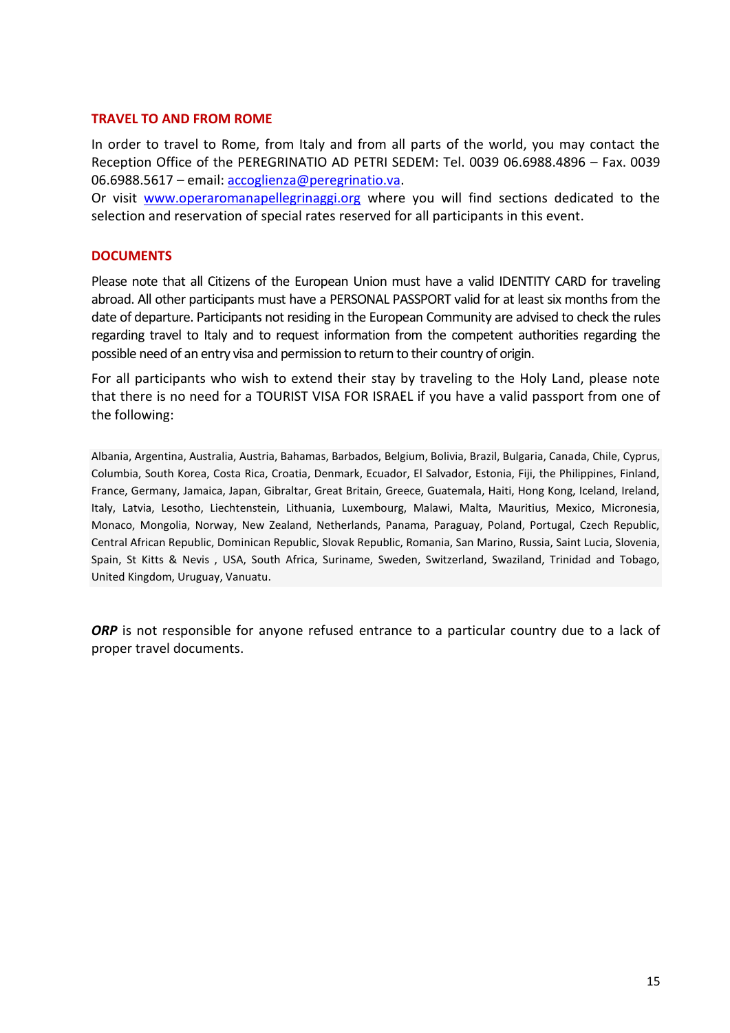## TRAVEL TO AND FROM ROME

In order to travel to Rome, from Italy and from all parts of the world, you may contact the Reception Office of the PEREGRINATIO AD PETRI SEDEM: Tel. 0039 06.6988.4896 – Fax. 0039 06.6988.5617 – email: accoglienza@peregrinatio.va.
Or visit www.operaromanapellegrinaggi.org where you will find sections dedicated to the selection and reservation of special rates reserved for all participants in this event.

## DOCUMENTS

Please note that all Citizens of the European Union must have a valid IDENTITY CARD for traveling abroad. All other participants must have a PERSONAL PASSPORT valid for at least six months from the date of departure. Participants not residing in the European Community are advised to check the rules regarding travel to Italy and to request information from the competent authorities regarding the possible need of an entry visa and permission to return to their country of origin.

For all participants who wish to extend their stay by traveling to the Holy Land, please note that there is no need for a TOURIST VISA FOR ISRAEL if you have a valid passport from one of the following:

Albania, Argentina, Australia, Austria, Bahamas, Barbados, Belgium, Bolivia, Brazil, Bulgaria, Canada, Chile, Cyprus, Columbia, South Korea, Costa Rica, Croatia, Denmark, Ecuador, El Salvador, Estonia, Fiji, the Philippines, Finland, France, Germany, Jamaica, Japan, Gibraltar, Great Britain, Greece, Guatemala, Haiti, Hong Kong, Iceland, Ireland, Italy, Latvia, Lesotho, Liechtenstein, Lithuania, Luxembourg, Malawi, Malta, Mauritius, Mexico, Micronesia, Monaco, Mongolia, Norway, New Zealand, Netherlands, Panama, Paraguay, Poland, Portugal, Czech Republic, Central African Republic, Dominican Republic, Slovak Republic, Romania, San Marino, Russia, Saint Lucia, Slovenia, Spain, St Kitts & Nevis , USA, South Africa, Suriname, Sweden, Switzerland, Swaziland, Trinidad and Tobago, United Kingdom, Uruguay, Vanuatu.

***ORP*** is not responsible for anyone refused entrance to a particular country due to a lack of proper travel documents.